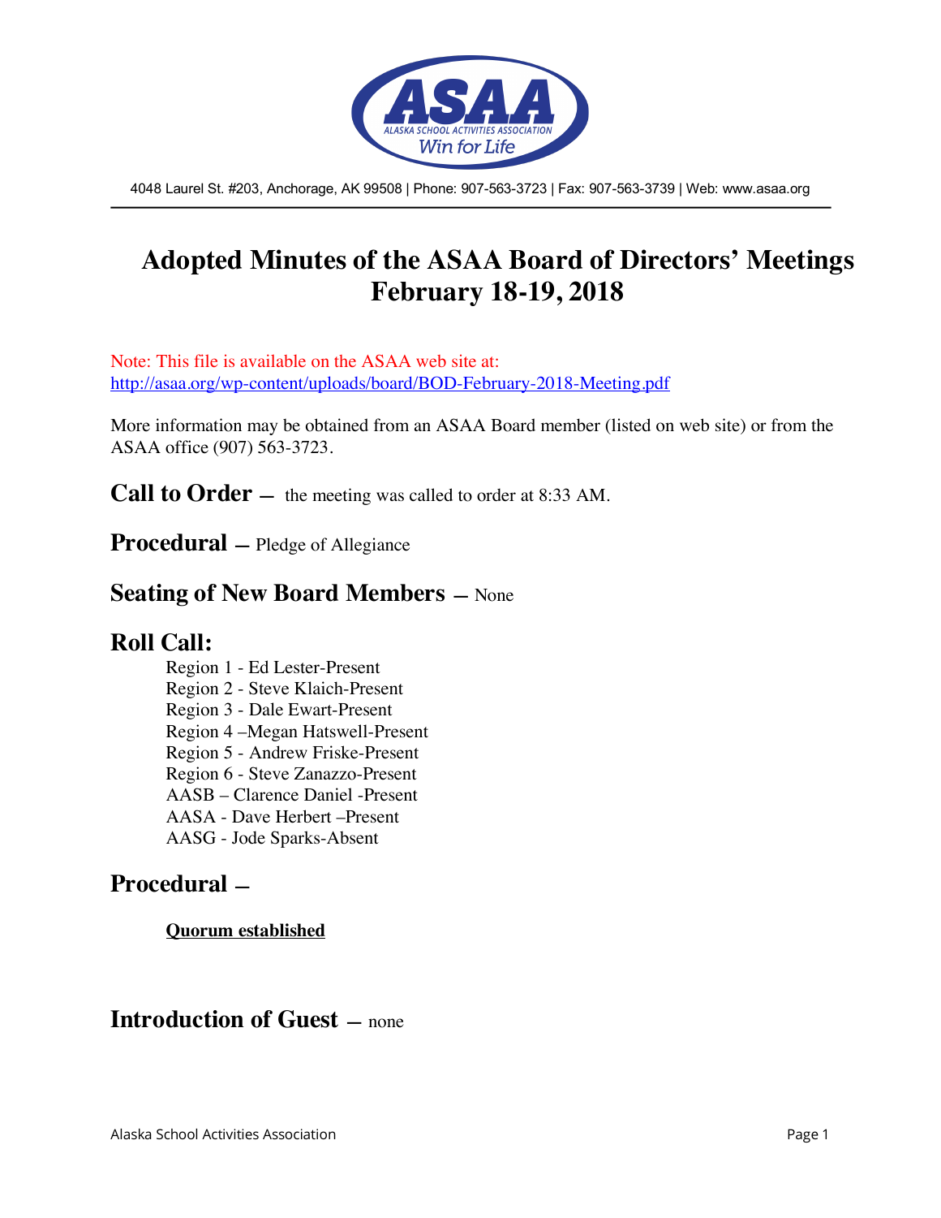4048 Laurel St. #203, Anchorage, AK 99508 | Phone: 907-563-3723 | Fax: 907-563-3739 | Web: www.asaa.org

# Adopted Minutes of the ASAA Board of Directors' Meetings February 18-19, 2018

Note: This file is available on the ASAA web site at: http://asaa.org/wp-content/uploads/board/BOD-February-2018-Meeting.pdf

More information may be obtained from an ASAA Board member (listed on web site) or from the ASAA office (907) 563-3723.

## Call to Order — the meeting was called to order at 8:33 AM.

## Procedural — Pledge of Allegiance

## Seating of New Board Members — None

## Roll Call:

Region 1 - Ed Lester-Present
Region 2 - Steve Klaich-Present
Region 3 - Dale Ewart-Present
Region 4 –Megan Hatswell-Present
Region 5 - Andrew Friske-Present
Region 6 - Steve Zanazzo-Present
AASB – Clarence Daniel -Present
AASA - Dave Herbert –Present
AASG - Jode Sparks-Absent

## Procedural —

**Quorum established**

## Introduction of Guest — none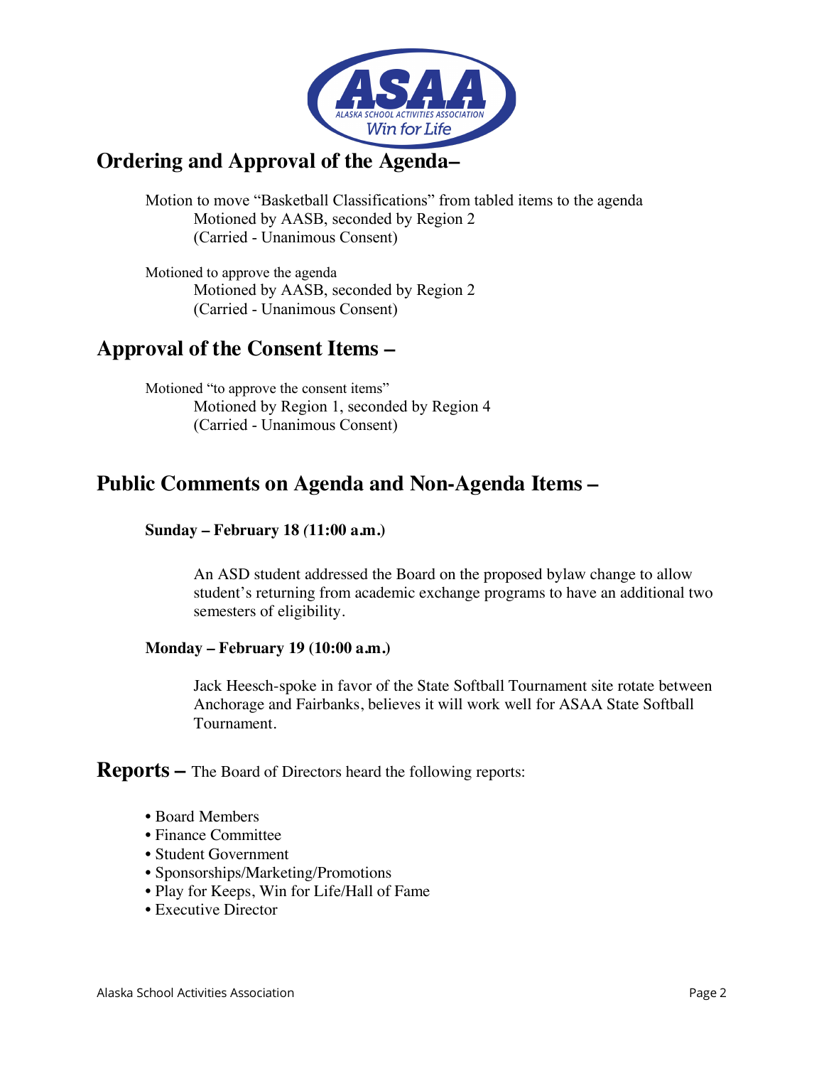## Ordering and Approval of the Agenda–

Motion to move "Basketball Classifications" from tabled items to the agenda
Motioned by AASB, seconded by Region 2
(Carried - Unanimous Consent)

Motioned to approve the agenda
Motioned by AASB, seconded by Region 2
(Carried - Unanimous Consent)

## Approval of the Consent Items –

Motioned "to approve the consent items"
Motioned by Region 1, seconded by Region 4
(Carried - Unanimous Consent)

## Public Comments on Agenda and Non-Agenda Items –

**Sunday – February 18 (11:00 a.m.)**

An ASD student addressed the Board on the proposed bylaw change to allow student's returning from academic exchange programs to have an additional two semesters of eligibility.

**Monday – February 19 (10:00 a.m.)**

Jack Heesch-spoke in favor of the State Softball Tournament site rotate between Anchorage and Fairbanks, believes it will work well for ASAA State Softball Tournament.

## Reports – The Board of Directors heard the following reports:

- Board Members
- Finance Committee
- Student Government
- Sponsorships/Marketing/Promotions
- Play for Keeps, Win for Life/Hall of Fame
- Executive Director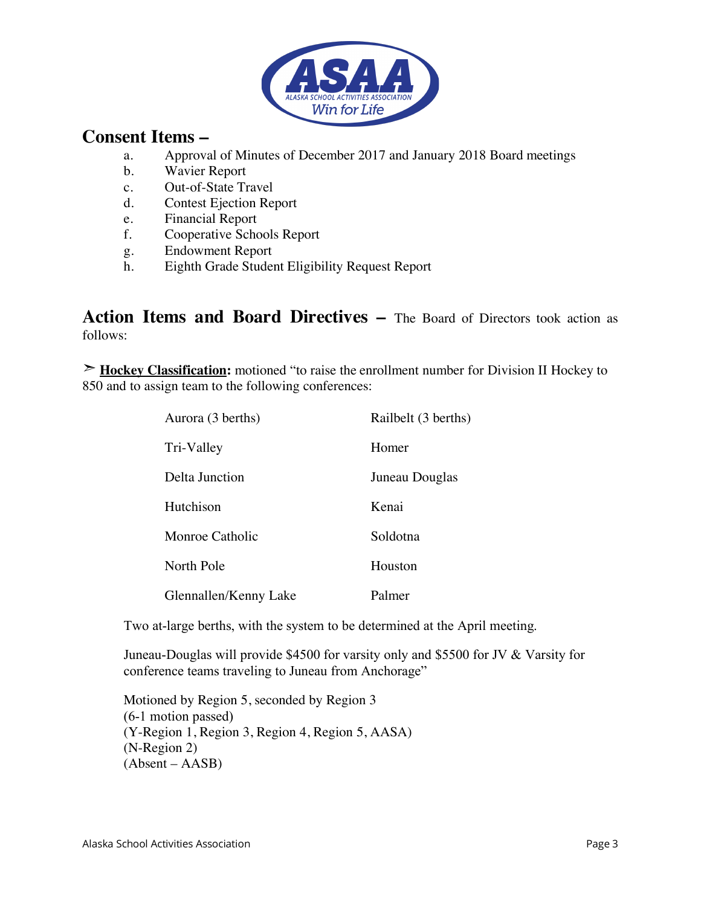## Consent Items –

a. Approval of Minutes of December 2017 and January 2018 Board meetings
b. Wavier Report
c. Out-of-State Travel
d. Contest Ejection Report
e. Financial Report
f. Cooperative Schools Report
g. Endowment Report
h. Eighth Grade Student Eligibility Request Report

## Action Items and Board Directives – The Board of Directors took action as follows:

➢ **Hockey Classification:** motioned "to raise the enrollment number for Division II Hockey to 850 and to assign team to the following conferences:

| Aurora (3 berths) | Railbelt (3 berths) |
|---|---|
| Tri-Valley | Homer |
| Delta Junction | Juneau Douglas |
| Hutchison | Kenai |
| Monroe Catholic | Soldotna |
| North Pole | Houston |
| Glennallen/Kenny Lake | Palmer |

Two at-large berths, with the system to be determined at the April meeting.

Juneau-Douglas will provide $4500 for varsity only and $5500 for JV & Varsity for conference teams traveling to Juneau from Anchorage"

Motioned by Region 5, seconded by Region 3
(6-1 motion passed)
(Y-Region 1, Region 3, Region 4, Region 5, AASA)
(N-Region 2)
(Absent – AASB)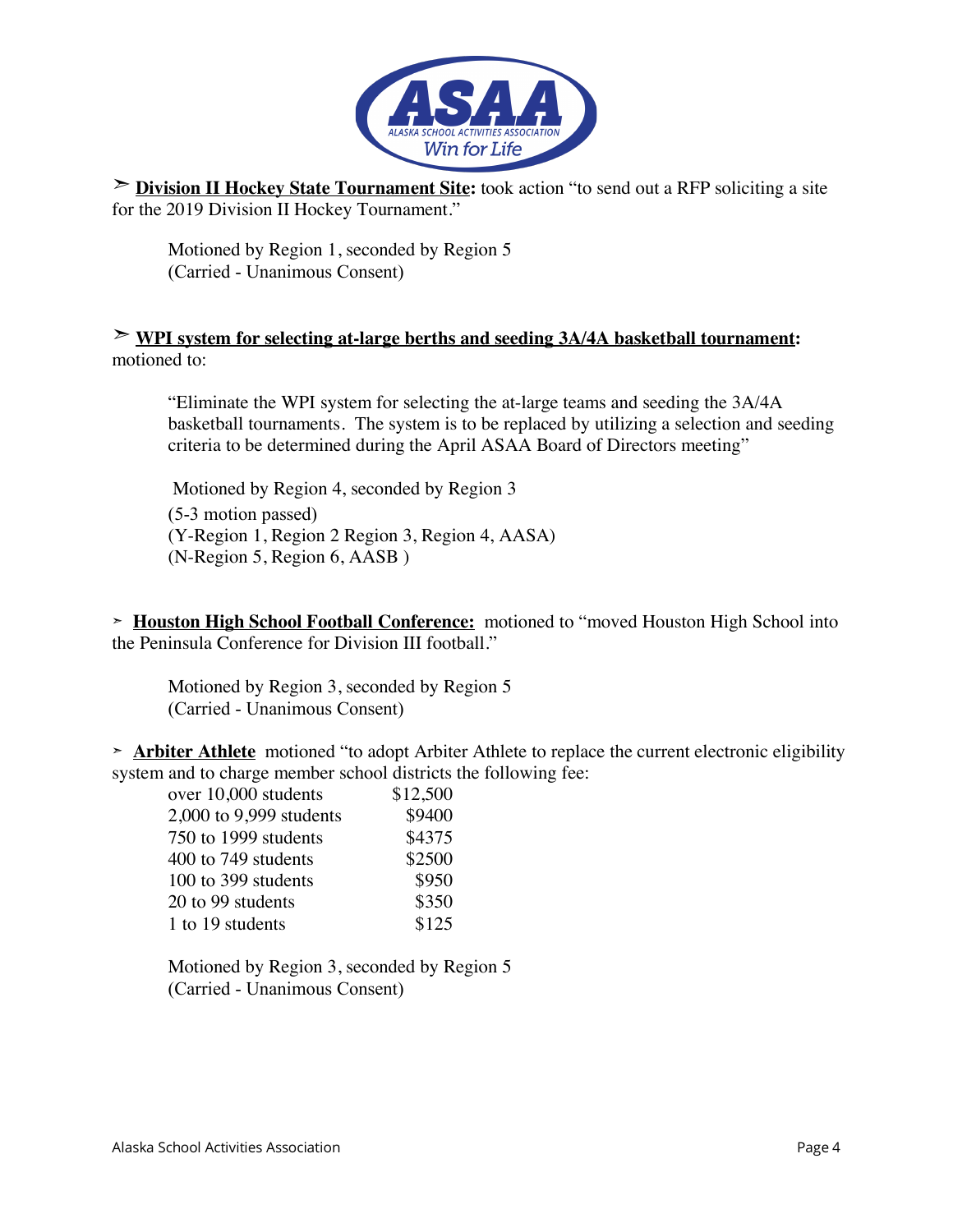➢ **<u>Division II Hockey State Tournament Site:</u>** took action "to send out a RFP soliciting a site for the 2019 Division II Hockey Tournament."

> Motioned by Region 1, seconded by Region 5
> (Carried - Unanimous Consent)

➢ **<u>WPI system for selecting at-large berths and seeding 3A/4A basketball tournament</u>:** motioned to:

> "Eliminate the WPI system for selecting the at-large teams and seeding the 3A/4A basketball tournaments. The system is to be replaced by utilizing a selection and seeding criteria to be determined during the April ASAA Board of Directors meeting"
>
> Motioned by Region 4, seconded by Region 3
> (5-3 motion passed)
> (Y-Region 1, Region 2 Region 3, Region 4, AASA)
> (N-Region 5, Region 6, AASB )

➢ **<u>Houston High School Football Conference:</u>** motioned to "moved Houston High School into the Peninsula Conference for Division III football."

> Motioned by Region 3, seconded by Region 5
> (Carried - Unanimous Consent)

➢ **<u>Arbiter Athlete</u>** motioned "to adopt Arbiter Athlete to replace the current electronic eligibility system and to charge member school districts the following fee:

| | |
|---|---:|
| over 10,000 students | $12,500 |
| 2,000 to 9,999 students | $9400 |
| 750 to 1999 students | $4375 |
| 400 to 749 students | $2500 |
| 100 to 399 students | $950 |
| 20 to 99 students | $350 |
| 1 to 19 students | $125 |

> Motioned by Region 3, seconded by Region 5
> (Carried - Unanimous Consent)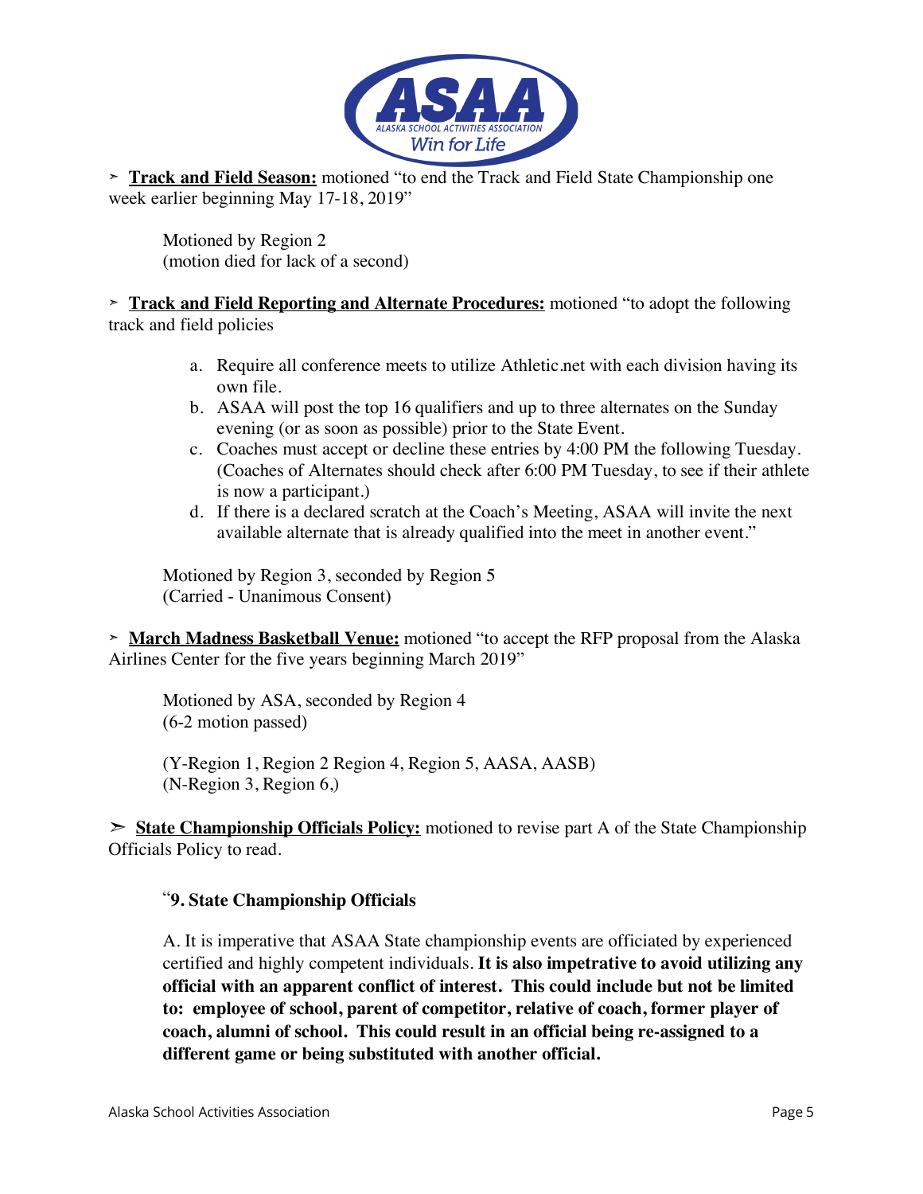➢ **Track and Field Season:** motioned "to end the Track and Field State Championship one week earlier beginning May 17-18, 2019"

Motioned by Region 2
(motion died for lack of a second)

➢ **Track and Field Reporting and Alternate Procedures:** motioned "to adopt the following track and field policies

a. Require all conference meets to utilize Athletic.net with each division having its own file.
b. ASAA will post the top 16 qualifiers and up to three alternates on the Sunday evening (or as soon as possible) prior to the State Event.
c. Coaches must accept or decline these entries by 4:00 PM the following Tuesday. (Coaches of Alternates should check after 6:00 PM Tuesday, to see if their athlete is now a participant.)
d. If there is a declared scratch at the Coach's Meeting, ASAA will invite the next available alternate that is already qualified into the meet in another event."

Motioned by Region 3, seconded by Region 5
(Carried - Unanimous Consent)

➢ **March Madness Basketball Venue:** motioned "to accept the RFP proposal from the Alaska Airlines Center for the five years beginning March 2019"

Motioned by ASA, seconded by Region 4
(6-2 motion passed)

(Y-Region 1, Region 2 Region 4, Region 5, AASA, AASB)
(N-Region 3, Region 6,)

➢ **State Championship Officials Policy:** motioned to revise part A of the State Championship Officials Policy to read.

"**9. State Championship Officials**

A. It is imperative that ASAA State championship events are officiated by experienced certified and highly competent individuals. **It is also impetrative to avoid utilizing any official with an apparent conflict of interest. This could include but not be limited to: employee of school, parent of competitor, relative of coach, former player of coach, alumni of school. This could result in an official being re-assigned to a different game or being substituted with another official.**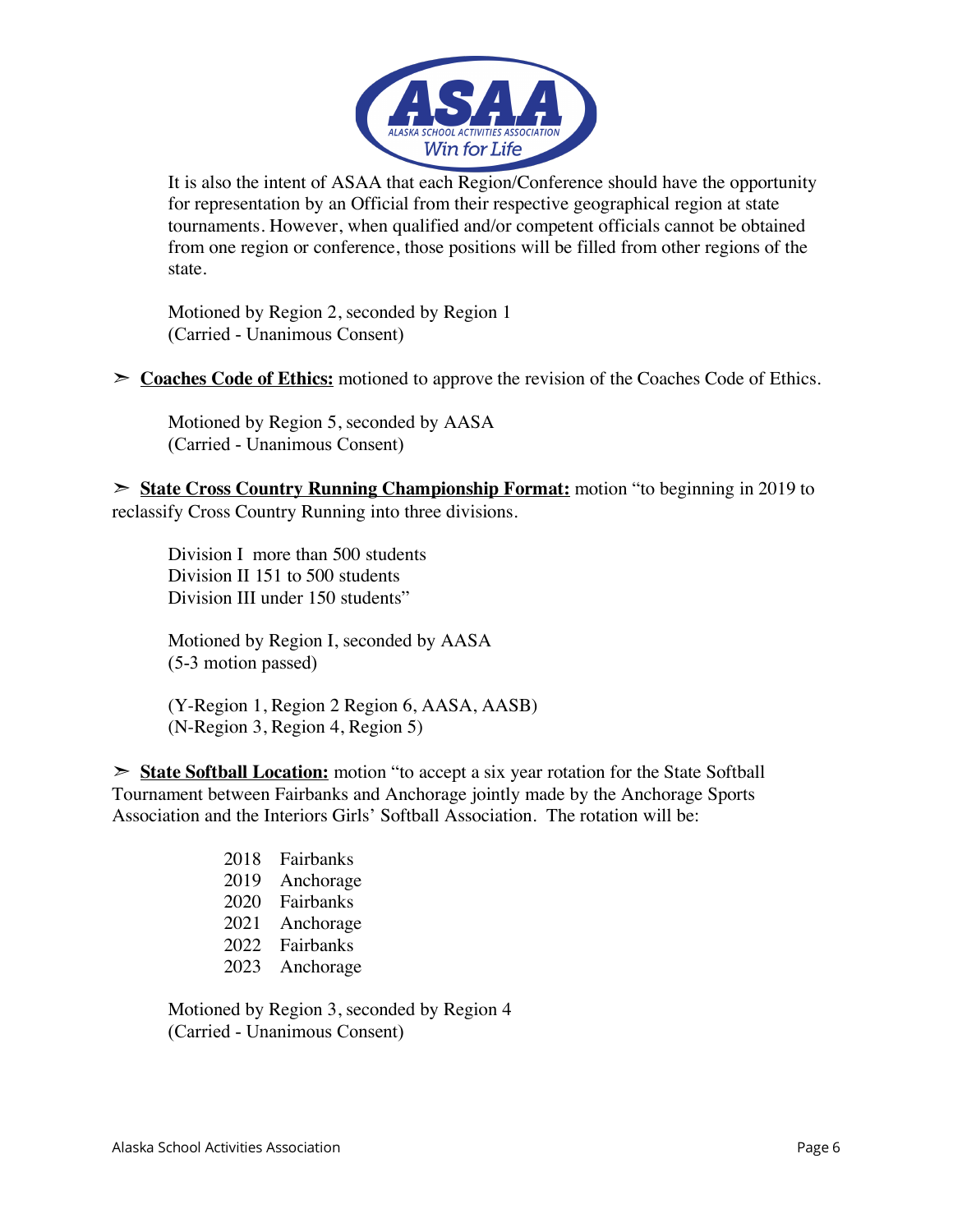It is also the intent of ASAA that each Region/Conference should have the opportunity for representation by an Official from their respective geographical region at state tournaments. However, when qualified and/or competent officials cannot be obtained from one region or conference, those positions will be filled from other regions of the state.

Motioned by Region 2, seconded by Region 1
(Carried - Unanimous Consent)

➢ **Coaches Code of Ethics:** motioned to approve the revision of the Coaches Code of Ethics.

Motioned by Region 5, seconded by AASA
(Carried - Unanimous Consent)

➢ **State Cross Country Running Championship Format:** motion "to beginning in 2019 to reclassify Cross Country Running into three divisions.

Division I more than 500 students
Division II 151 to 500 students
Division III under 150 students"

Motioned by Region I, seconded by AASA
(5-3 motion passed)

(Y-Region 1, Region 2 Region 6, AASA, AASB)
(N-Region 3, Region 4, Region 5)

➢ **State Softball Location:** motion "to accept a six year rotation for the State Softball Tournament between Fairbanks and Anchorage jointly made by the Anchorage Sports Association and the Interiors Girls' Softball Association. The rotation will be:

2018 Fairbanks
2019 Anchorage
2020 Fairbanks
2021 Anchorage
2022 Fairbanks
2023 Anchorage

Motioned by Region 3, seconded by Region 4
(Carried - Unanimous Consent)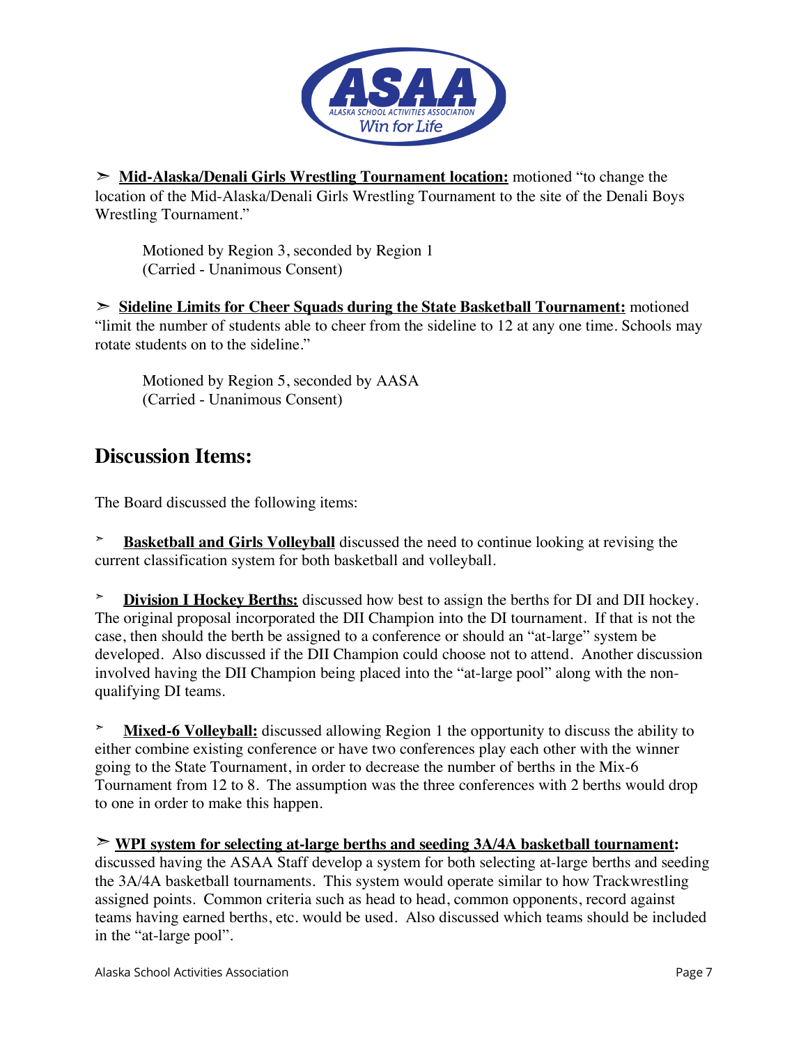➢ **Mid-Alaska/Denali Girls Wrestling Tournament location:** motioned "to change the location of the Mid-Alaska/Denali Girls Wrestling Tournament to the site of the Denali Boys Wrestling Tournament."

> Motioned by Region 3, seconded by Region 1
> (Carried - Unanimous Consent)

➢ **Sideline Limits for Cheer Squads during the State Basketball Tournament:** motioned "limit the number of students able to cheer from the sideline to 12 at any one time. Schools may rotate students on to the sideline."

> Motioned by Region 5, seconded by AASA
> (Carried - Unanimous Consent)

## Discussion Items:

The Board discussed the following items:

➢ **Basketball and Girls Volleyball** discussed the need to continue looking at revising the current classification system for both basketball and volleyball.

➢ **Division I Hockey Berths:** discussed how best to assign the berths for DI and DII hockey. The original proposal incorporated the DII Champion into the DI tournament. If that is not the case, then should the berth be assigned to a conference or should an "at-large" system be developed. Also discussed if the DII Champion could choose not to attend. Another discussion involved having the DII Champion being placed into the "at-large pool" along with the non-qualifying DI teams.

➢ **Mixed-6 Volleyball:** discussed allowing Region 1 the opportunity to discuss the ability to either combine existing conference or have two conferences play each other with the winner going to the State Tournament, in order to decrease the number of berths in the Mix-6 Tournament from 12 to 8. The assumption was the three conferences with 2 berths would drop to one in order to make this happen.

➢ **WPI system for selecting at-large berths and seeding 3A/4A basketball tournament:** discussed having the ASAA Staff develop a system for both selecting at-large berths and seeding the 3A/4A basketball tournaments. This system would operate similar to how Trackwrestling assigned points. Common criteria such as head to head, common opponents, record against teams having earned berths, etc. would be used. Also discussed which teams should be included in the "at-large pool".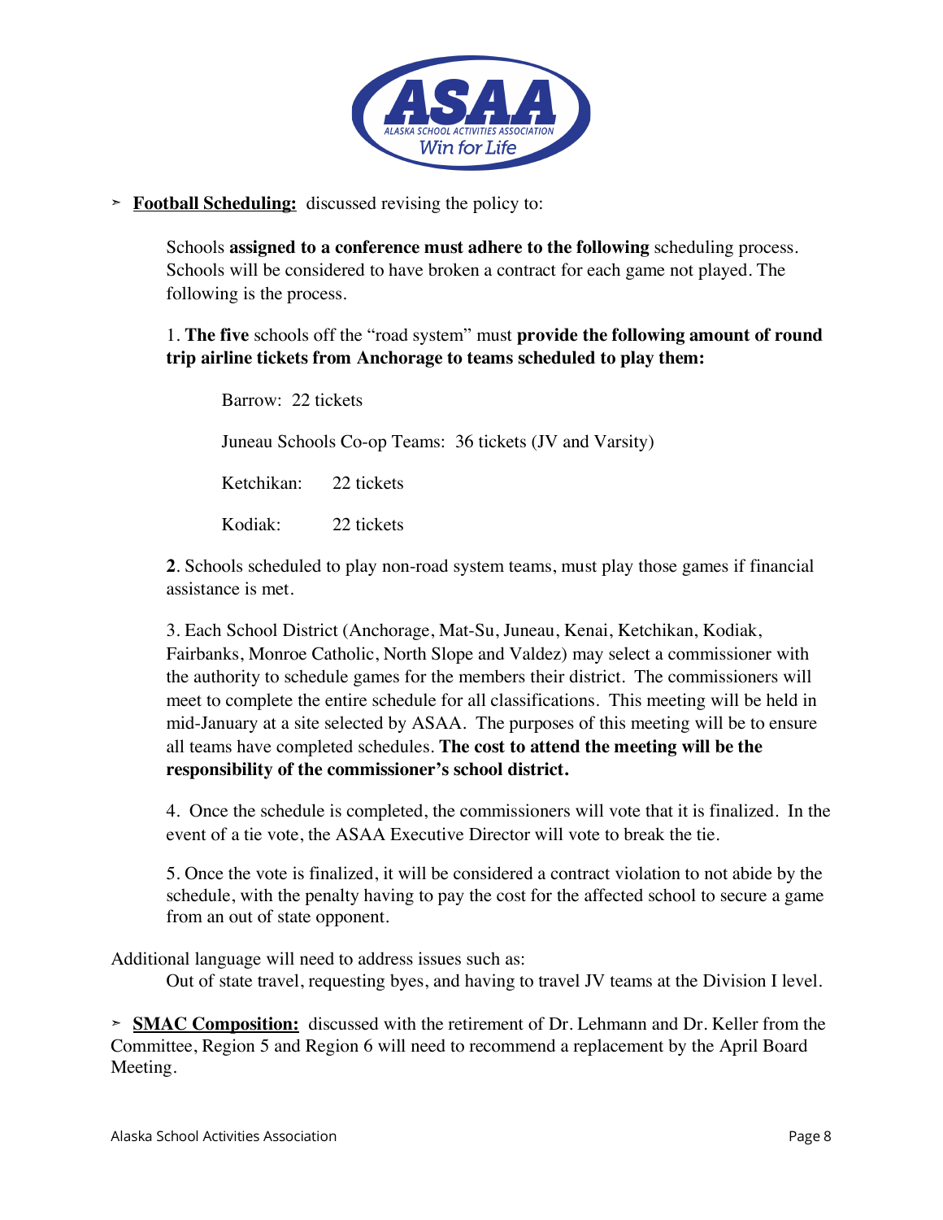- **Football Scheduling:** discussed revising the policy to:

  Schools **assigned to a conference must adhere to the following** scheduling process. Schools will be considered to have broken a contract for each game not played. The following is the process.

  1. **The five** schools off the "road system" must **provide the following amount of round trip airline tickets from Anchorage to teams scheduled to play them:**

     Barrow: 22 tickets

     Juneau Schools Co-op Teams: 36 tickets (JV and Varsity)

     Ketchikan: 22 tickets

     Kodiak: 22 tickets

  **2**. Schools scheduled to play non-road system teams, must play those games if financial assistance is met.

  3. Each School District (Anchorage, Mat-Su, Juneau, Kenai, Ketchikan, Kodiak, Fairbanks, Monroe Catholic, North Slope and Valdez) may select a commissioner with the authority to schedule games for the members their district. The commissioners will meet to complete the entire schedule for all classifications. This meeting will be held in mid-January at a site selected by ASAA. The purposes of this meeting will be to ensure all teams have completed schedules. **The cost to attend the meeting will be the responsibility of the commissioner's school district.**

  4. Once the schedule is completed, the commissioners will vote that it is finalized. In the event of a tie vote, the ASAA Executive Director will vote to break the tie.

  5. Once the vote is finalized, it will be considered a contract violation to not abide by the schedule, with the penalty having to pay the cost for the affected school to secure a game from an out of state opponent.

Additional language will need to address issues such as:

Out of state travel, requesting byes, and having to travel JV teams at the Division I level.

- **SMAC Composition:** discussed with the retirement of Dr. Lehmann and Dr. Keller from the Committee, Region 5 and Region 6 will need to recommend a replacement by the April Board Meeting.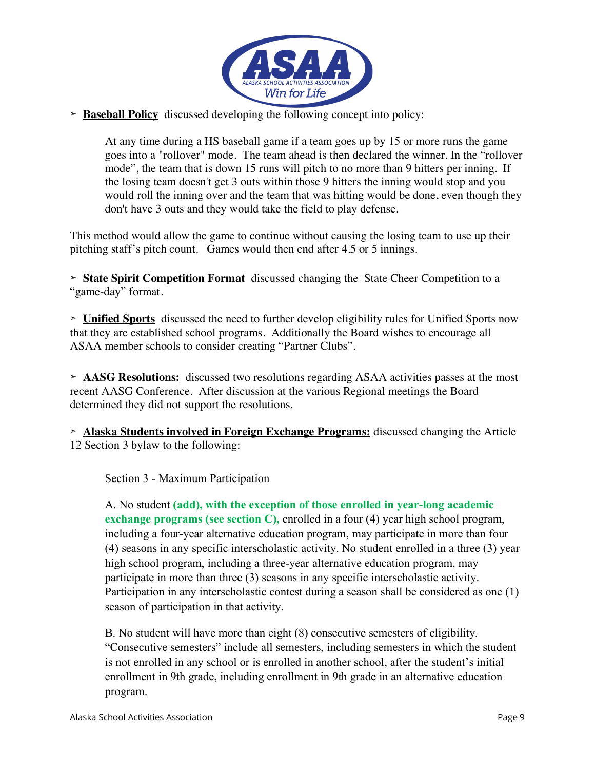- **Baseball Policy** discussed developing the following concept into policy:

> At any time during a HS baseball game if a team goes up by 15 or more runs the game goes into a "rollover" mode. The team ahead is then declared the winner. In the "rollover mode", the team that is down 15 runs will pitch to no more than 9 hitters per inning. If the losing team doesn't get 3 outs within those 9 hitters the inning would stop and you would roll the inning over and the team that was hitting would be done, even though they don't have 3 outs and they would take the field to play defense.

This method would allow the game to continue without causing the losing team to use up their pitching staff's pitch count. Games would then end after 4.5 or 5 innings.

- **State Spirit Competition Format** discussed changing the State Cheer Competition to a "game-day" format.

- **Unified Sports** discussed the need to further develop eligibility rules for Unified Sports now that they are established school programs. Additionally the Board wishes to encourage all ASAA member schools to consider creating "Partner Clubs".

- **AASG Resolutions:** discussed two resolutions regarding ASAA activities passes at the most recent AASG Conference. After discussion at the various Regional meetings the Board determined they did not support the resolutions.

- **Alaska Students involved in Foreign Exchange Programs:** discussed changing the Article 12 Section 3 bylaw to the following:

> Section 3 - Maximum Participation
>
> A. No student **(add), with the exception of those enrolled in year-long academic exchange programs (see section C),** enrolled in a four (4) year high school program, including a four-year alternative education program, may participate in more than four (4) seasons in any specific interscholastic activity. No student enrolled in a three (3) year high school program, including a three-year alternative education program, may participate in more than three (3) seasons in any specific interscholastic activity. Participation in any interscholastic contest during a season shall be considered as one (1) season of participation in that activity.
>
> B. No student will have more than eight (8) consecutive semesters of eligibility. "Consecutive semesters" include all semesters, including semesters in which the student is not enrolled in any school or is enrolled in another school, after the student's initial enrollment in 9th grade, including enrollment in 9th grade in an alternative education program.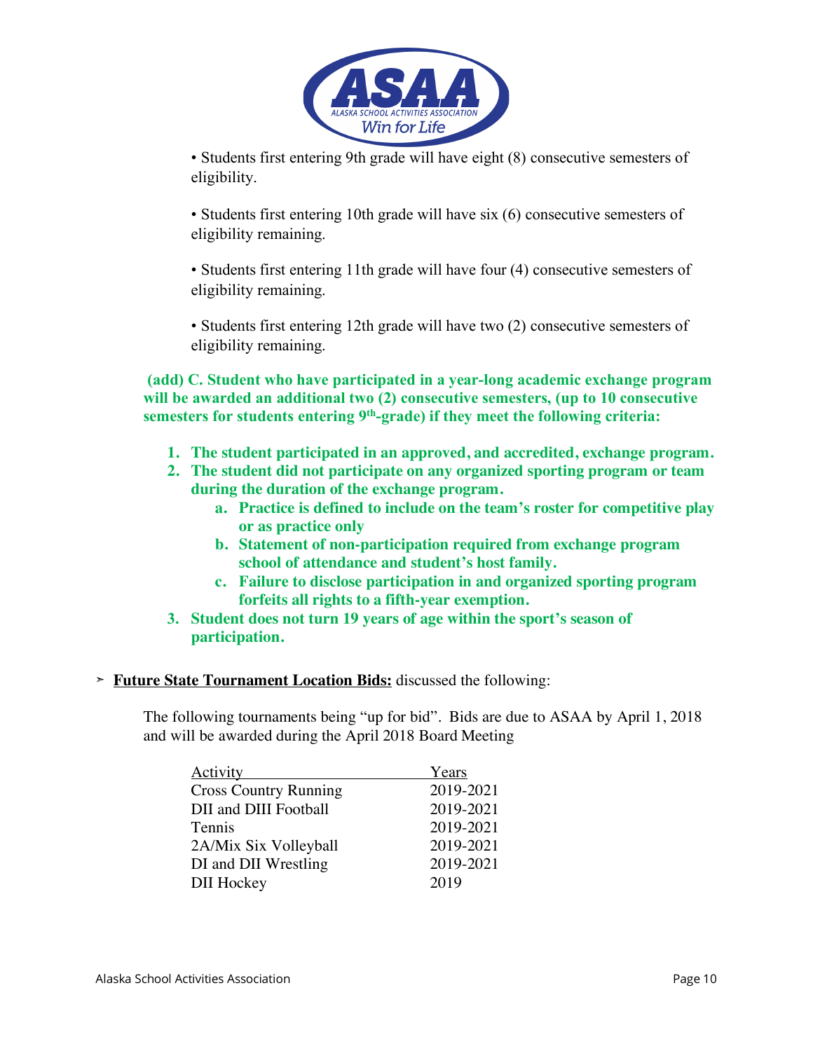• Students first entering 9th grade will have eight (8) consecutive semesters of eligibility.

• Students first entering 10th grade will have six (6) consecutive semesters of eligibility remaining.

• Students first entering 11th grade will have four (4) consecutive semesters of eligibility remaining.

• Students first entering 12th grade will have two (2) consecutive semesters of eligibility remaining.

**(add) C. Student who have participated in a year-long academic exchange program will be awarded an additional two (2) consecutive semesters, (up to 10 consecutive semesters for students entering 9th-grade) if they meet the following criteria:**

1. **The student participated in an approved, and accredited, exchange program.**
2. **The student did not participate on any organized sporting program or team during the duration of the exchange program.**
   a. **Practice is defined to include on the team's roster for competitive play or as practice only**
   b. **Statement of non-participation required from exchange program school of attendance and student's host family.**
   c. **Failure to disclose participation in and organized sporting program forfeits all rights to a fifth-year exemption.**
3. **Student does not turn 19 years of age within the sport's season of participation.**

➢ **Future State Tournament Location Bids:** discussed the following:

The following tournaments being "up for bid". Bids are due to ASAA by April 1, 2018 and will be awarded during the April 2018 Board Meeting

| Activity | Years |
|---|---|
| Cross Country Running | 2019-2021 |
| DII and DIII Football | 2019-2021 |
| Tennis | 2019-2021 |
| 2A/Mix Six Volleyball | 2019-2021 |
| DI and DII Wrestling | 2019-2021 |
| DII Hockey | 2019 |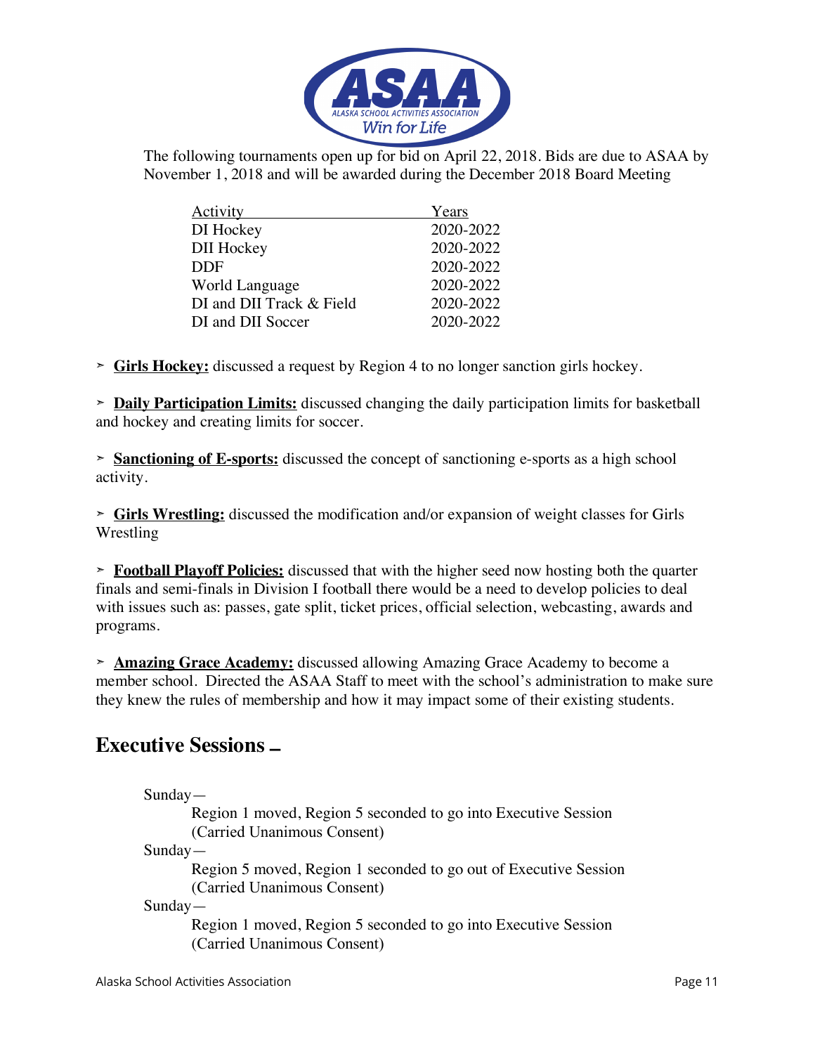The following tournaments open up for bid on April 22, 2018. Bids are due to ASAA by November 1, 2018 and will be awarded during the December 2018 Board Meeting

| Activity | Years |
|---|---|
| DI Hockey | 2020-2022 |
| DII Hockey | 2020-2022 |
| DDF | 2020-2022 |
| World Language | 2020-2022 |
| DI and DII Track & Field | 2020-2022 |
| DI and DII Soccer | 2020-2022 |

➢ **Girls Hockey:** discussed a request by Region 4 to no longer sanction girls hockey.

➢ **Daily Participation Limits:** discussed changing the daily participation limits for basketball and hockey and creating limits for soccer.

➢ **Sanctioning of E-sports:** discussed the concept of sanctioning e-sports as a high school activity.

➢ **Girls Wrestling:** discussed the modification and/or expansion of weight classes for Girls Wrestling

➢ **Football Playoff Policies:** discussed that with the higher seed now hosting both the quarter finals and semi-finals in Division I football there would be a need to develop policies to deal with issues such as: passes, gate split, ticket prices, official selection, webcasting, awards and programs.

➢ **Amazing Grace Academy:** discussed allowing Amazing Grace Academy to become a member school. Directed the ASAA Staff to meet with the school's administration to make sure they knew the rules of membership and how it may impact some of their existing students.

## Executive Sessions –

Sunday—
Region 1 moved, Region 5 seconded to go into Executive Session
(Carried Unanimous Consent)

Sunday—
Region 5 moved, Region 1 seconded to go out of Executive Session
(Carried Unanimous Consent)

Sunday—
Region 1 moved, Region 5 seconded to go into Executive Session
(Carried Unanimous Consent)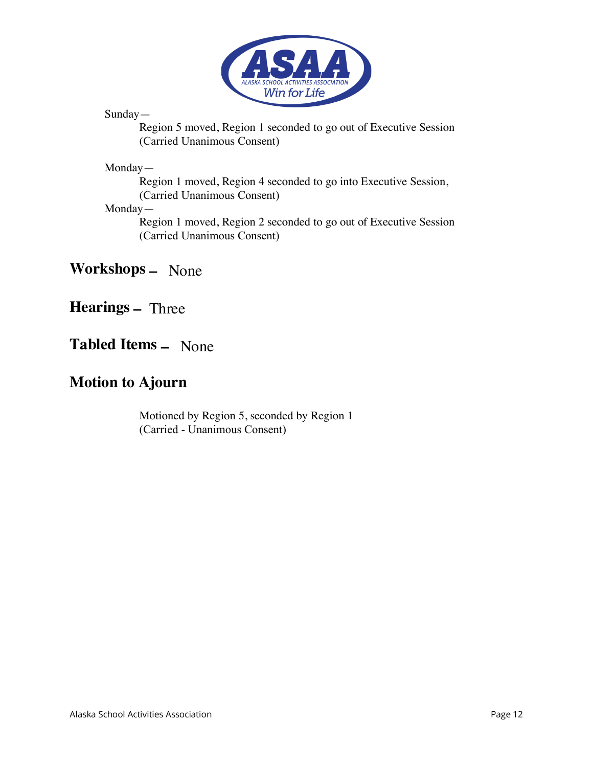Sunday—

Region 5 moved, Region 1 seconded to go out of Executive Session
(Carried Unanimous Consent)

Monday—

Region 1 moved, Region 4 seconded to go into Executive Session,
(Carried Unanimous Consent)

Monday—

Region 1 moved, Region 2 seconded to go out of Executive Session
(Carried Unanimous Consent)

## Workshops – None

## Hearings – Three

## Tabled Items – None

## Motion to Ajourn

Motioned by Region 5, seconded by Region 1
(Carried - Unanimous Consent)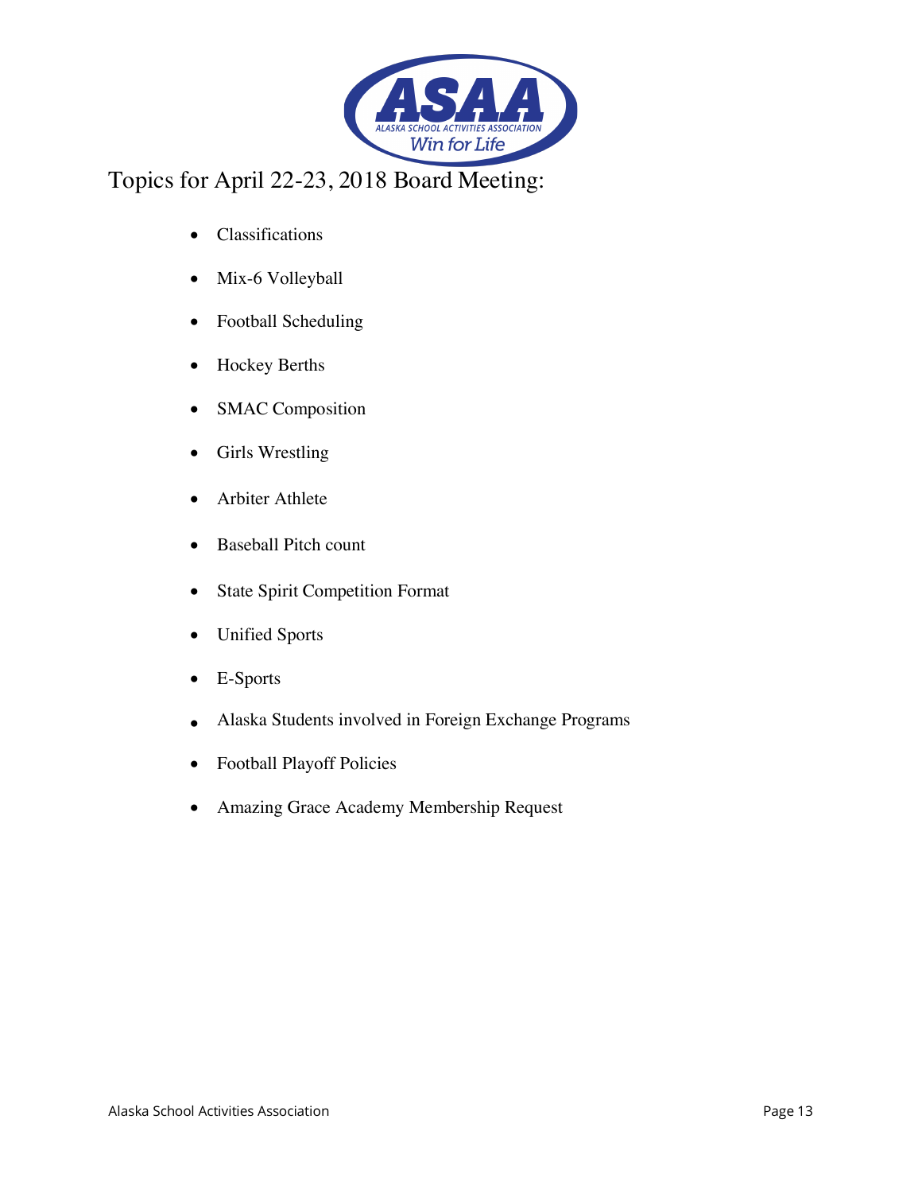# Topics for April 22-23, 2018 Board Meeting:

- Classifications
- Mix-6 Volleyball
- Football Scheduling
- Hockey Berths
- SMAC Composition
- Girls Wrestling
- Arbiter Athlete
- Baseball Pitch count
- State Spirit Competition Format
- Unified Sports
- E-Sports
- Alaska Students involved in Foreign Exchange Programs
- Football Playoff Policies
- Amazing Grace Academy Membership Request